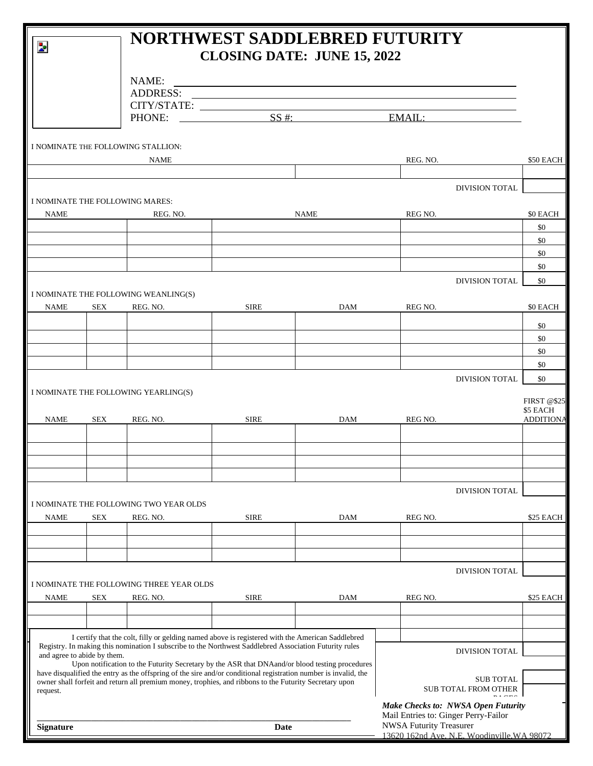# NORTHWEST SADDLEBRED FUTURITY

## CLOSING DATE: JUNE 15, 2022

NAME:

ADDRESS:

CITY/STATE:

PHONE: SS #: EMAIL:

I NOMINATE THE FOLLOWING STALLION:

| NAME | | REG. NO. | $50 EACH |
|---|---|---|---|
| | | | |
| | | DIVISION TOTAL | |

I NOMINATE THE FOLLOWING MARES:

| NAME | REG. NO. | NAME | REG NO. | $0 EACH |
|---|---|---|---|---|
| | | | | $0 |
| | | | | $0 |
| | | | | $0 |
| | | | | $0 |
| | | | DIVISION TOTAL | $0 |

I NOMINATE THE FOLLOWING WEANLING(S)

| NAME | SEX | REG. NO. | SIRE | DAM | REG NO. | $0 EACH |
|---|---|---|---|---|---|---|
| | | | | | | $0 |
| | | | | | | $0 |
| | | | | | | $0 |
| | | | | | | $0 |
| | | | | | DIVISION TOTAL | $0 |

I NOMINATE THE FOLLOWING YEARLING(S)

| NAME | SEX | REG. NO. | SIRE | DAM | REG NO. | FIRST @$25 $5 EACH ADDITIONA |
|---|---|---|---|---|---|---|
| | | | | | | |
| | | | | | | |
| | | | | | | |
| | | | | | | |
| | | | | | DIVISION TOTAL | |

I NOMINATE THE FOLLOWING TWO YEAR OLDS

| NAME | SEX | REG. NO. | SIRE | DAM | REG NO. | $25 EACH |
|---|---|---|---|---|---|---|
| | | | | | | |
| | | | | | | |
| | | | | | | |
| | | | | | DIVISION TOTAL | |

I NOMINATE THE FOLLOWING THREE YEAR OLDS

| NAME | SEX | REG. NO. | SIRE | DAM | REG NO. | $25 EACH |
|---|---|---|---|---|---|---|
| | | | | | | |
| | | | | | | |
| | | | | | | |
| | | | | | DIVISION TOTAL | |

I certify that the colt, filly or gelding named above is registered with the American Saddlebred Registry. In making this nomination I subscribe to the Northwest Saddlebred Association Futurity rules and agree to abide by them.

Upon notification to the Futurity Secretary by the ASR that DNAand/or blood testing procedures have disqualified the entry as the offspring of the sire and/or conditional registration number is invalid, the owner shall forfeit and return all premium money, trophies, and ribbons to the Futurity Secretary upon request.

SUB TOTAL

SUB TOTAL FROM OTHER PAGES

**Signature** **Date**

***Make Checks to: NWSA Open Futurity***

Mail Entries to: Ginger Perry-Failor

NWSA Futurity Treasurer

13620 162nd Ave. N.E. Woodinville,WA 98072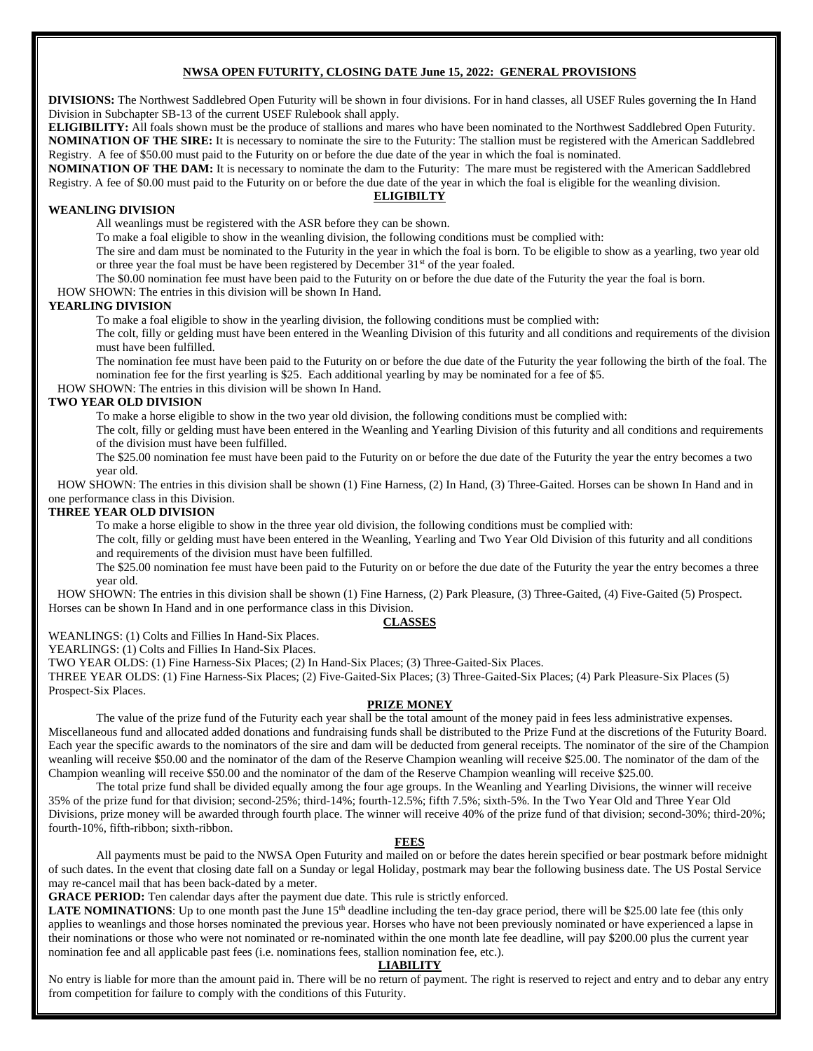## NWSA OPEN FUTURITY, CLOSING DATE June 15, 2022: GENERAL PROVISIONS

**DIVISIONS:** The Northwest Saddlebred Open Futurity will be shown in four divisions. For in hand classes, all USEF Rules governing the In Hand Division in Subchapter SB-13 of the current USEF Rulebook shall apply.

**ELIGIBILITY:** All foals shown must be the produce of stallions and mares who have been nominated to the Northwest Saddlebred Open Futurity.

**NOMINATION OF THE SIRE:** It is necessary to nominate the sire to the Futurity: The stallion must be registered with the American Saddlebred Registry. A fee of $50.00 must paid to the Futurity on or before the due date of the year in which the foal is nominated.

**NOMINATION OF THE DAM:** It is necessary to nominate the dam to the Futurity: The mare must be registered with the American Saddlebred Registry. A fee of $0.00 must paid to the Futurity on or before the due date of the year in which the foal is eligible for the weanling division.

### ELIGIBILTY

**WEANLING DIVISION**

All weanlings must be registered with the ASR before they can be shown.

To make a foal eligible to show in the weanling division, the following conditions must be complied with:

The sire and dam must be nominated to the Futurity in the year in which the foal is born. To be eligible to show as a yearling, two year old or three year the foal must be have been registered by December 31st of the year foaled.

The $0.00 nomination fee must have been paid to the Futurity on or before the due date of the Futurity the year the foal is born.

HOW SHOWN: The entries in this division will be shown In Hand.

**YEARLING DIVISION**

To make a foal eligible to show in the yearling division, the following conditions must be complied with:

The colt, filly or gelding must have been entered in the Weanling Division of this futurity and all conditions and requirements of the division must have been fulfilled.

The nomination fee must have been paid to the Futurity on or before the due date of the Futurity the year following the birth of the foal. The nomination fee for the first yearling is $25. Each additional yearling by may be nominated for a fee of $5.

HOW SHOWN: The entries in this division will be shown In Hand.

**TWO YEAR OLD DIVISION**

To make a horse eligible to show in the two year old division, the following conditions must be complied with:

The colt, filly or gelding must have been entered in the Weanling and Yearling Division of this futurity and all conditions and requirements of the division must have been fulfilled.

The $25.00 nomination fee must have been paid to the Futurity on or before the due date of the Futurity the year the entry becomes a two year old.

HOW SHOWN: The entries in this division shall be shown (1) Fine Harness, (2) In Hand, (3) Three-Gaited. Horses can be shown In Hand and in one performance class in this Division.

**THREE YEAR OLD DIVISION**

To make a horse eligible to show in the three year old division, the following conditions must be complied with:

The colt, filly or gelding must have been entered in the Weanling, Yearling and Two Year Old Division of this futurity and all conditions and requirements of the division must have been fulfilled.

The $25.00 nomination fee must have been paid to the Futurity on or before the due date of the Futurity the year the entry becomes a three year old.

HOW SHOWN: The entries in this division shall be shown (1) Fine Harness, (2) Park Pleasure, (3) Three-Gaited, (4) Five-Gaited (5) Prospect. Horses can be shown In Hand and in one performance class in this Division.

### CLASSES

WEANLINGS: (1) Colts and Fillies In Hand-Six Places.

YEARLINGS: (1) Colts and Fillies In Hand-Six Places.

TWO YEAR OLDS: (1) Fine Harness-Six Places; (2) In Hand-Six Places; (3) Three-Gaited-Six Places.

THREE YEAR OLDS: (1) Fine Harness-Six Places; (2) Five-Gaited-Six Places; (3) Three-Gaited-Six Places; (4) Park Pleasure-Six Places (5) Prospect-Six Places.

### PRIZE MONEY

The value of the prize fund of the Futurity each year shall be the total amount of the money paid in fees less administrative expenses. Miscellaneous fund and allocated added donations and fundraising funds shall be distributed to the Prize Fund at the discretions of the Futurity Board. Each year the specific awards to the nominators of the sire and dam will be deducted from general receipts. The nominator of the sire of the Champion weanling will receive $50.00 and the nominator of the dam of the Reserve Champion weanling will receive $25.00. The nominator of the dam of the Champion weanling will receive $50.00 and the nominator of the dam of the Reserve Champion weanling will receive $25.00.

The total prize fund shall be divided equally among the four age groups. In the Weanling and Yearling Divisions, the winner will receive 35% of the prize fund for that division; second-25%; third-14%; fourth-12.5%; fifth 7.5%; sixth-5%. In the Two Year Old and Three Year Old Divisions, prize money will be awarded through fourth place. The winner will receive 40% of the prize fund of that division; second-30%; third-20%; fourth-10%, fifth-ribbon; sixth-ribbon.

### FEES

All payments must be paid to the NWSA Open Futurity and mailed on or before the dates herein specified or bear postmark before midnight of such dates. In the event that closing date fall on a Sunday or legal Holiday, postmark may bear the following business date. The US Postal Service may re-cancel mail that has been back-dated by a meter.

**GRACE PERIOD:** Ten calendar days after the payment due date. This rule is strictly enforced.

**LATE NOMINATIONS**: Up to one month past the June 15th deadline including the ten-day grace period, there will be $25.00 late fee (this only applies to weanlings and those horses nominated the previous year. Horses who have not been previously nominated or have experienced a lapse in their nominations or those who were not nominated or re-nominated within the one month late fee deadline, will pay $200.00 plus the current year nomination fee and all applicable past fees (i.e. nominations fees, stallion nomination fee, etc.).

### LIABILITY

No entry is liable for more than the amount paid in. There will be no return of payment. The right is reserved to reject and entry and to debar any entry from competition for failure to comply with the conditions of this Futurity.